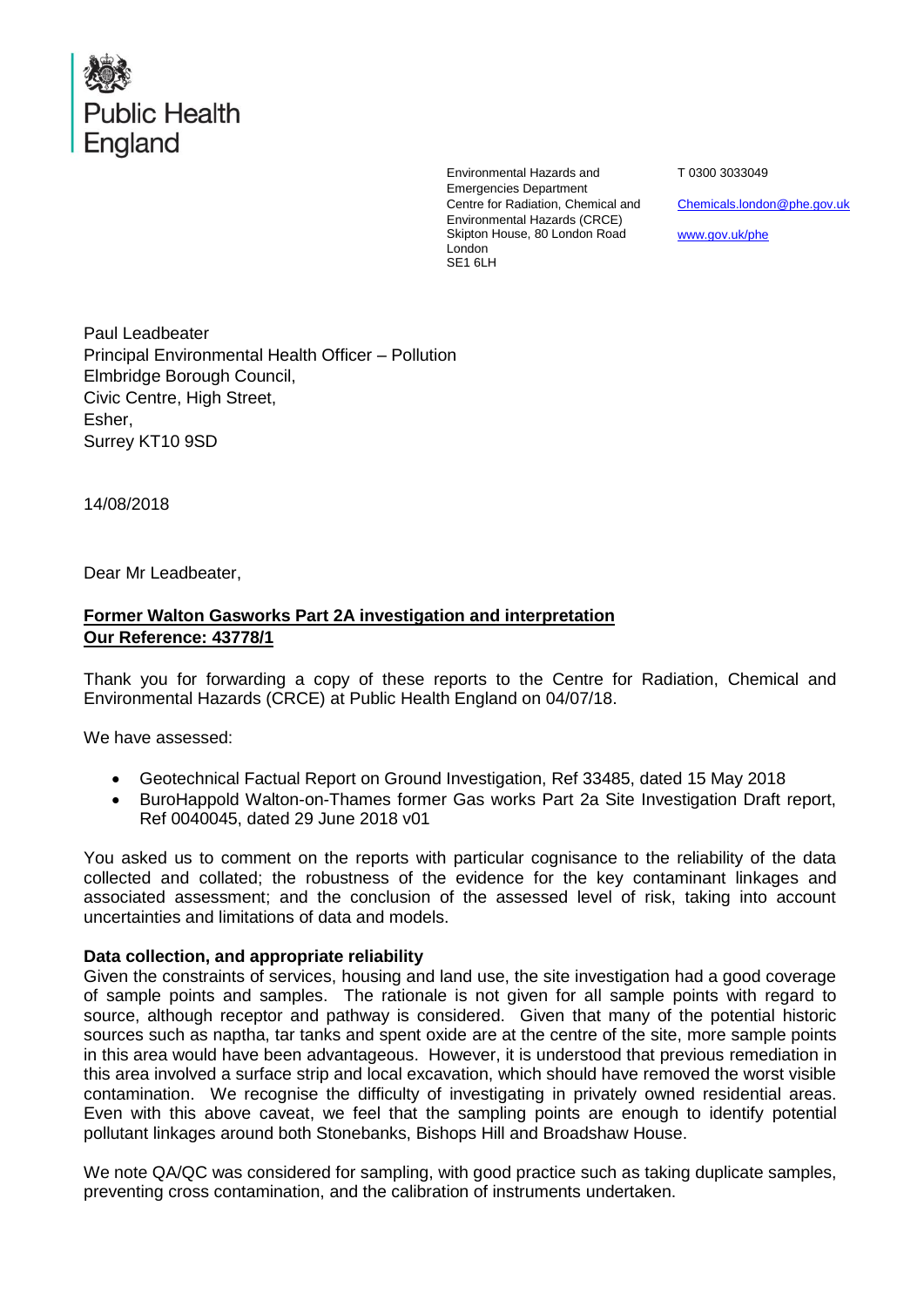Public Health England

Environmental Hazards and Emergencies Department
Centre for Radiation, Chemical and Environmental Hazards (CRCE)
Skipton House, 80 London Road
London
SE1 6LH

T 0300 3033049

Chemicals.london@phe.gov.uk

www.gov.uk/phe

Paul Leadbeater
Principal Environmental Health Officer – Pollution
Elmbridge Borough Council,
Civic Centre, High Street,
Esher,
Surrey KT10 9SD

14/08/2018

Dear Mr Leadbeater,

**Former Walton Gasworks Part 2A investigation and interpretation**
**Our Reference: 43778/1**

Thank you for forwarding a copy of these reports to the Centre for Radiation, Chemical and Environmental Hazards (CRCE) at Public Health England on 04/07/18.

We have assessed:

- Geotechnical Factual Report on Ground Investigation, Ref 33485, dated 15 May 2018
- BuroHappold Walton-on-Thames former Gas works Part 2a Site Investigation Draft report, Ref 0040045, dated 29 June 2018 v01

You asked us to comment on the reports with particular cognisance to the reliability of the data collected and collated; the robustness of the evidence for the key contaminant linkages and associated assessment; and the conclusion of the assessed level of risk, taking into account uncertainties and limitations of data and models.

**Data collection, and appropriate reliability**

Given the constraints of services, housing and land use, the site investigation had a good coverage of sample points and samples. The rationale is not given for all sample points with regard to source, although receptor and pathway is considered. Given that many of the potential historic sources such as naptha, tar tanks and spent oxide are at the centre of the site, more sample points in this area would have been advantageous. However, it is understood that previous remediation in this area involved a surface strip and local excavation, which should have removed the worst visible contamination. We recognise the difficulty of investigating in privately owned residential areas. Even with this above caveat, we feel that the sampling points are enough to identify potential pollutant linkages around both Stonebanks, Bishops Hill and Broadshaw House.

We note QA/QC was considered for sampling, with good practice such as taking duplicate samples, preventing cross contamination, and the calibration of instruments undertaken.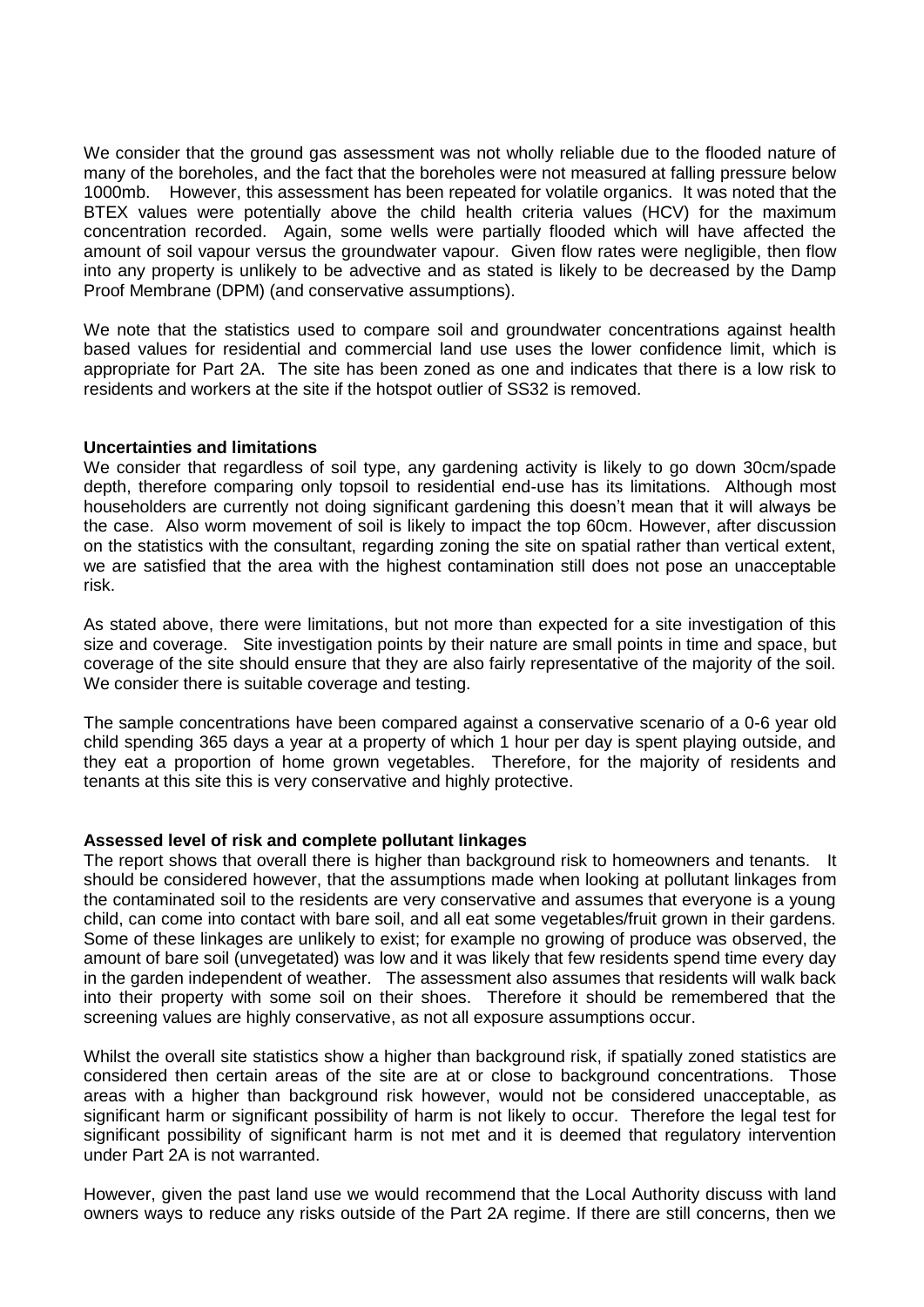We consider that the ground gas assessment was not wholly reliable due to the flooded nature of many of the boreholes, and the fact that the boreholes were not measured at falling pressure below 1000mb. However, this assessment has been repeated for volatile organics. It was noted that the BTEX values were potentially above the child health criteria values (HCV) for the maximum concentration recorded. Again, some wells were partially flooded which will have affected the amount of soil vapour versus the groundwater vapour. Given flow rates were negligible, then flow into any property is unlikely to be advective and as stated is likely to be decreased by the Damp Proof Membrane (DPM) (and conservative assumptions).

We note that the statistics used to compare soil and groundwater concentrations against health based values for residential and commercial land use uses the lower confidence limit, which is appropriate for Part 2A. The site has been zoned as one and indicates that there is a low risk to residents and workers at the site if the hotspot outlier of SS32 is removed.

**Uncertainties and limitations**

We consider that regardless of soil type, any gardening activity is likely to go down 30cm/spade depth, therefore comparing only topsoil to residential end-use has its limitations. Although most householders are currently not doing significant gardening this doesn't mean that it will always be the case. Also worm movement of soil is likely to impact the top 60cm. However, after discussion on the statistics with the consultant, regarding zoning the site on spatial rather than vertical extent, we are satisfied that the area with the highest contamination still does not pose an unacceptable risk.

As stated above, there were limitations, but not more than expected for a site investigation of this size and coverage. Site investigation points by their nature are small points in time and space, but coverage of the site should ensure that they are also fairly representative of the majority of the soil. We consider there is suitable coverage and testing.

The sample concentrations have been compared against a conservative scenario of a 0-6 year old child spending 365 days a year at a property of which 1 hour per day is spent playing outside, and they eat a proportion of home grown vegetables. Therefore, for the majority of residents and tenants at this site this is very conservative and highly protective.

**Assessed level of risk and complete pollutant linkages**

The report shows that overall there is higher than background risk to homeowners and tenants. It should be considered however, that the assumptions made when looking at pollutant linkages from the contaminated soil to the residents are very conservative and assumes that everyone is a young child, can come into contact with bare soil, and all eat some vegetables/fruit grown in their gardens. Some of these linkages are unlikely to exist; for example no growing of produce was observed, the amount of bare soil (unvegetated) was low and it was likely that few residents spend time every day in the garden independent of weather. The assessment also assumes that residents will walk back into their property with some soil on their shoes. Therefore it should be remembered that the screening values are highly conservative, as not all exposure assumptions occur.

Whilst the overall site statistics show a higher than background risk, if spatially zoned statistics are considered then certain areas of the site are at or close to background concentrations. Those areas with a higher than background risk however, would not be considered unacceptable, as significant harm or significant possibility of harm is not likely to occur. Therefore the legal test for significant possibility of significant harm is not met and it is deemed that regulatory intervention under Part 2A is not warranted.

However, given the past land use we would recommend that the Local Authority discuss with land owners ways to reduce any risks outside of the Part 2A regime. If there are still concerns, then we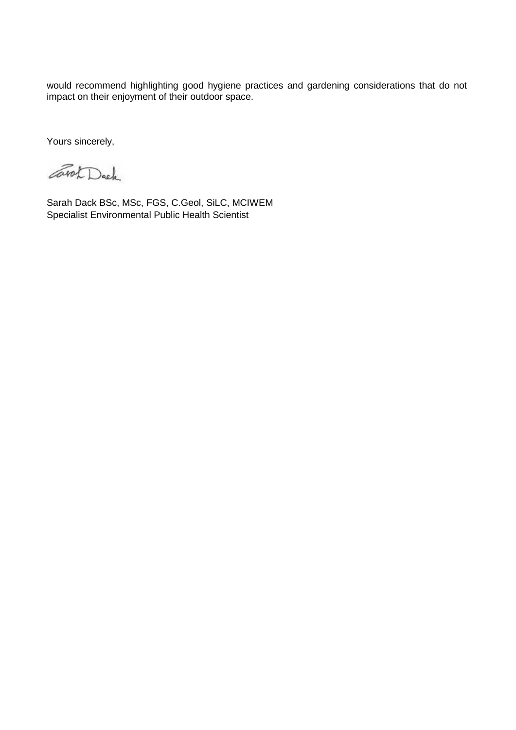would recommend highlighting good hygiene practices and gardening considerations that do not impact on their enjoyment of their outdoor space.

Yours sincerely,

Sarah Dack BSc, MSc, FGS, C.Geol, SiLC, MCIWEM
Specialist Environmental Public Health Scientist